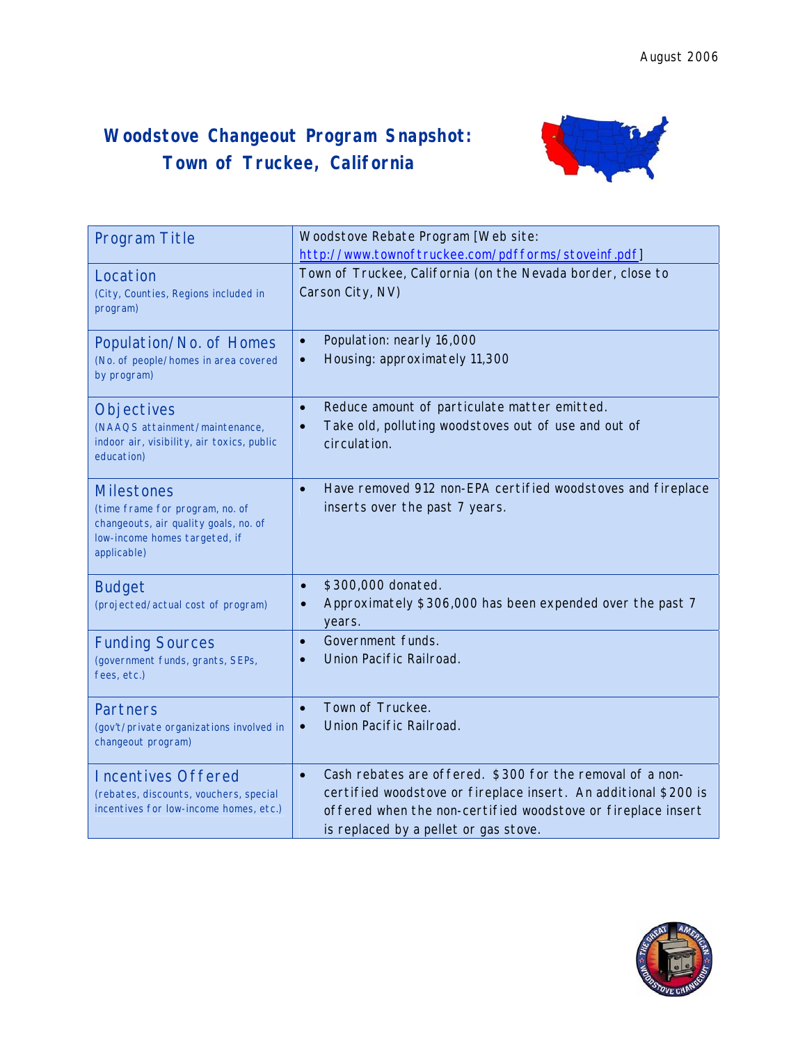August 2006

# Woodstove Changeout Program Snapshot: Town of Truckee, California

| | |
|---|---|
| **Program Title** | Woodstove Rebate Program [Web site: http://www.townoftruckee.com/pdfforms/stoveinf.pdf] |
| **Location** (City, Counties, Regions included in program) | Town of Truckee, California (on the Nevada border, close to Carson City, NV) |
| **Population/No. of Homes** (No. of people/homes in area covered by program) | • Population: nearly 16,000<br>• Housing: approximately 11,300 |
| **Objectives** (NAAQS attainment/maintenance, indoor air, visibility, air toxics, public education) | • Reduce amount of particulate matter emitted.<br>• Take old, polluting woodstoves out of use and out of circulation. |
| **Milestones** (time frame for program, no. of changeouts, air quality goals, no. of low-income homes targeted, if applicable) | • Have removed 912 non-EPA certified woodstoves and fireplace inserts over the past 7 years. |
| **Budget** (projected/actual cost of program) | • $300,000 donated.<br>• Approximately $306,000 has been expended over the past 7 years. |
| **Funding Sources** (government funds, grants, SEPs, fees, etc.) | • Government funds.<br>• Union Pacific Railroad. |
| **Partners** (gov't/private organizations involved in changeout program) | • Town of Truckee.<br>• Union Pacific Railroad. |
| **Incentives Offered** (rebates, discounts, vouchers, special incentives for low-income homes, etc.) | • Cash rebates are offered. $300 for the removal of a non-certified woodstove or fireplace insert. An additional $200 is offered when the non-certified woodstove or fireplace insert is replaced by a pellet or gas stove. |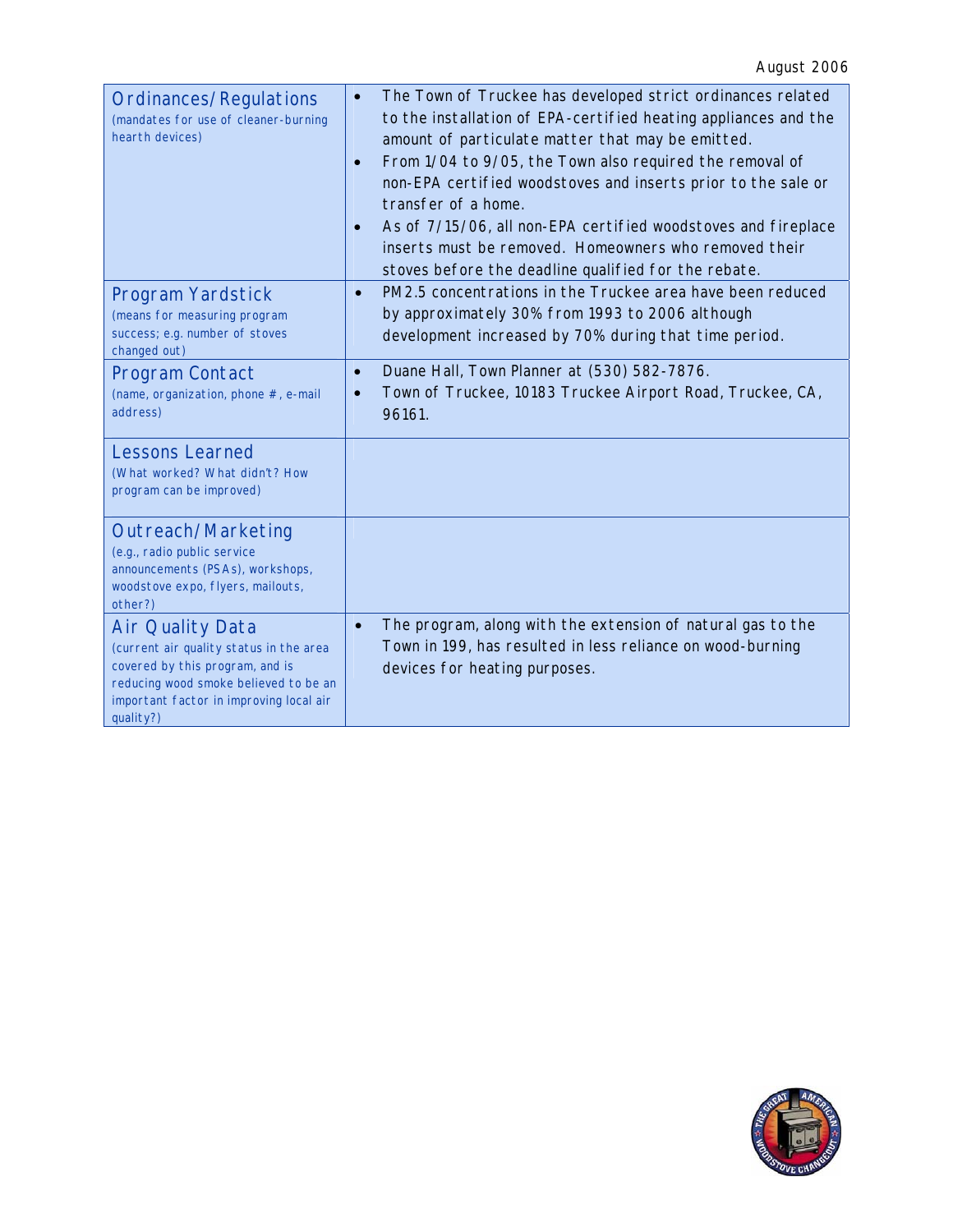| | |
|---|---|
| **Ordinances/Regulations** (mandates for use of cleaner-burning hearth devices) | • The Town of Truckee has developed strict ordinances related to the installation of EPA-certified heating appliances and the amount of particulate matter that may be emitted.<br>• From 1/04 to 9/05, the Town also required the removal of non-EPA certified woodstoves and inserts prior to the sale or transfer of a home.<br>• As of 7/15/06, all non-EPA certified woodstoves and fireplace inserts must be removed. Homeowners who removed their stoves before the deadline qualified for the rebate. |
| **Program Yardstick** (means for measuring program success; e.g. number of stoves changed out) | • PM2.5 concentrations in the Truckee area have been reduced by approximately 30% from 1993 to 2006 although development increased by 70% during that time period. |
| **Program Contact** (name, organization, phone #, e-mail address) | • Duane Hall, Town Planner at (530) 582-7876.<br>• Town of Truckee, 10183 Truckee Airport Road, Truckee, CA, 96161. |
| **Lessons Learned** (What worked? What didn't? How program can be improved) | |
| **Outreach/Marketing** (e.g., radio public service announcements (PSAs), workshops, woodstove expo, flyers, mailouts, other?) | |
| **Air Quality Data** (current air quality status in the area covered by this program, and is reducing wood smoke believed to be an important factor in improving local air quality?) | • The program, along with the extension of natural gas to the Town in 199, has resulted in less reliance on wood-burning devices for heating purposes. |